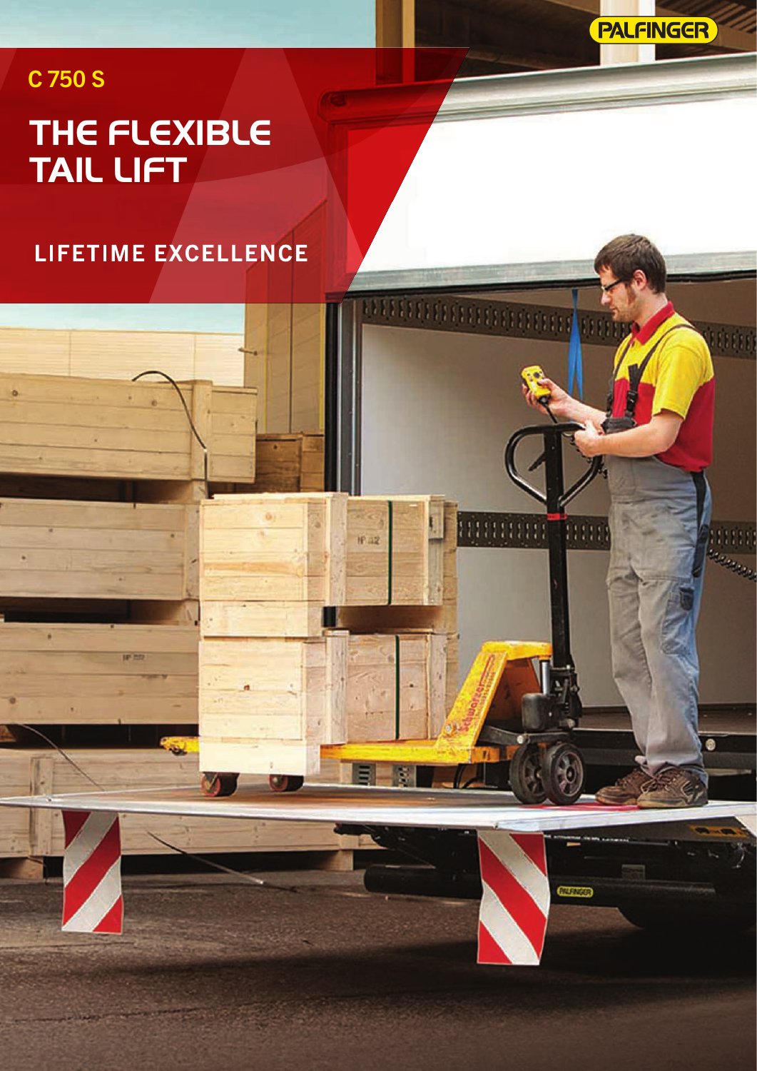PALFINGER

C 750 S

# THE FLEXIBLE TAIL LIFT

LIFETIME EXCELLENCE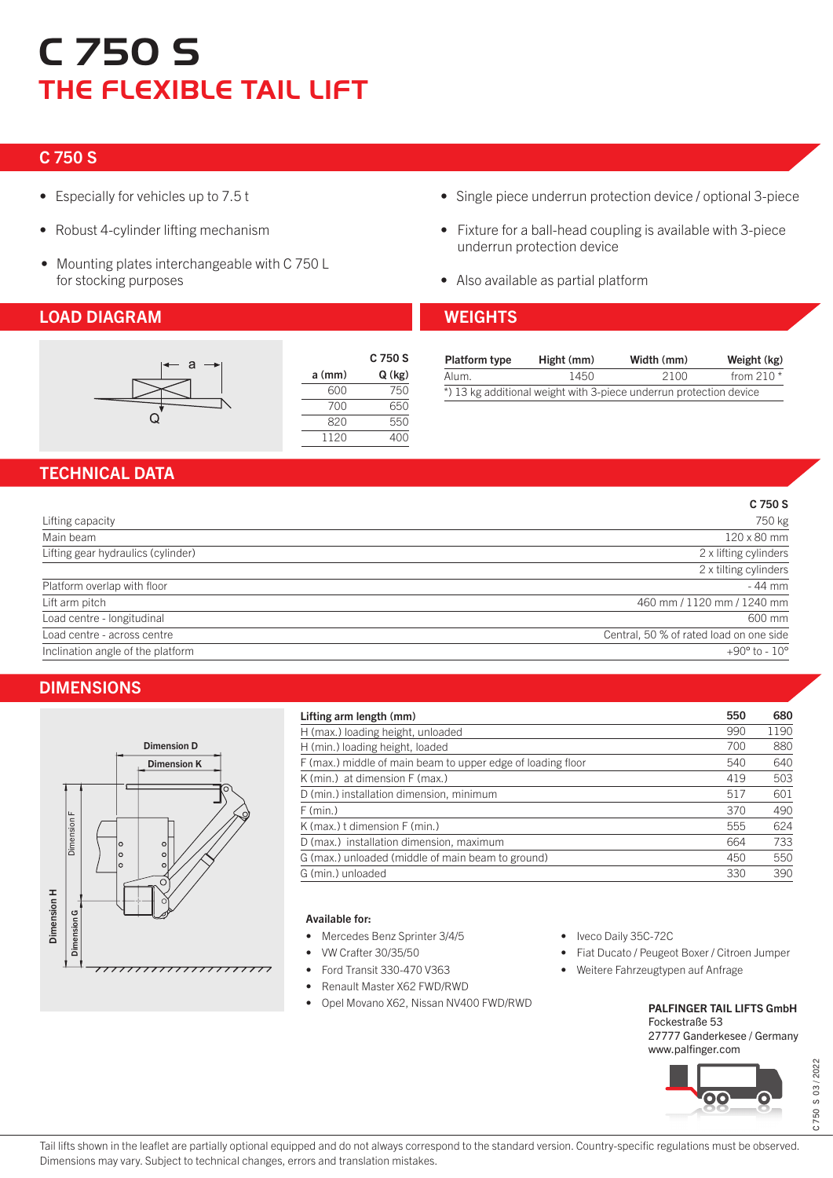# C 750 S

## THE FLEXIBLE TAIL LIFT

## C 750 S

- Especially for vehicles up to 7.5 t
- Robust 4-cylinder lifting mechanism
- Mounting plates interchangeable with C 750 L for stocking purposes
- Single piece underrun protection device / optional 3-piece
- Fixture for a ball-head coupling is available with 3-piece underrun protection device
- Also available as partial platform

## LOAD DIAGRAM

a

Q

| a (mm) | C 750 S Q (kg) |
|---|---|
| 600 | 750 |
| 700 | 650 |
| 820 | 550 |
| 1120 | 400 |

## WEIGHTS

| Platform type | Hight (mm) | Width (mm) | Weight (kg) |
|---|---|---|---|
| Alum. | 1450 | 2100 | from 210 * |

*) 13 kg additional weight with 3-piece underrun protection device

## TECHNICAL DATA

| | C 750 S |
|---|---|
| Lifting capacity | 750 kg |
| Main beam | 120 x 80 mm |
| Lifting gear hydraulics (cylinder) | 2 x lifting cylinders |
| | 2 x tilting cylinders |
| Platform overlap with floor | - 44 mm |
| Lift arm pitch | 460 mm / 1120 mm / 1240 mm |
| Load centre - longitudinal | 600 mm |
| Load centre - across centre | Central, 50 % of rated load on one side |
| Inclination angle of the platform | +90° to - 10° |

## DIMENSIONS

Dimension D

Dimension K

Dimension F

Dimension H

Dimension G

| Lifting arm length (mm) | 550 | 680 |
|---|---|---|
| H (max.) loading height, unloaded | 990 | 1190 |
| H (min.) loading height, loaded | 700 | 880 |
| F (max.) middle of main beam to upper edge of loading floor | 540 | 640 |
| K (min.) at dimension F (max.) | 419 | 503 |
| D (min.) installation dimension, minimum | 517 | 601 |
| F (min.) | 370 | 490 |
| K (max.) t dimension F (min.) | 555 | 624 |
| D (max.) installation dimension, maximum | 664 | 733 |
| G (max.) unloaded (middle of main beam to ground) | 450 | 550 |
| G (min.) unloaded | 330 | 390 |

**Available for:**

- Mercedes Benz Sprinter 3/4/5
- VW Crafter 30/35/50
- Ford Transit 330-470 V363
- Renault Master X62 FWD/RWD
- Opel Movano X62, Nissan NV400 FWD/RWD
- Iveco Daily 35C-72C
- Fiat Ducato / Peugeot Boxer / Citroen Jumper
- Weitere Fahrzeugtypen auf Anfrage

**PALFINGER TAIL LIFTS GmbH**
Fockestraße 53
27777 Ganderkesee / Germany
www.palfinger.com

C 750 S 03 / 2022

Tail lifts shown in the leaflet are partially optional equipped and do not always correspond to the standard version. Country-specific regulations must be observed. Dimensions may vary. Subject to technical changes, errors and translation mistakes.